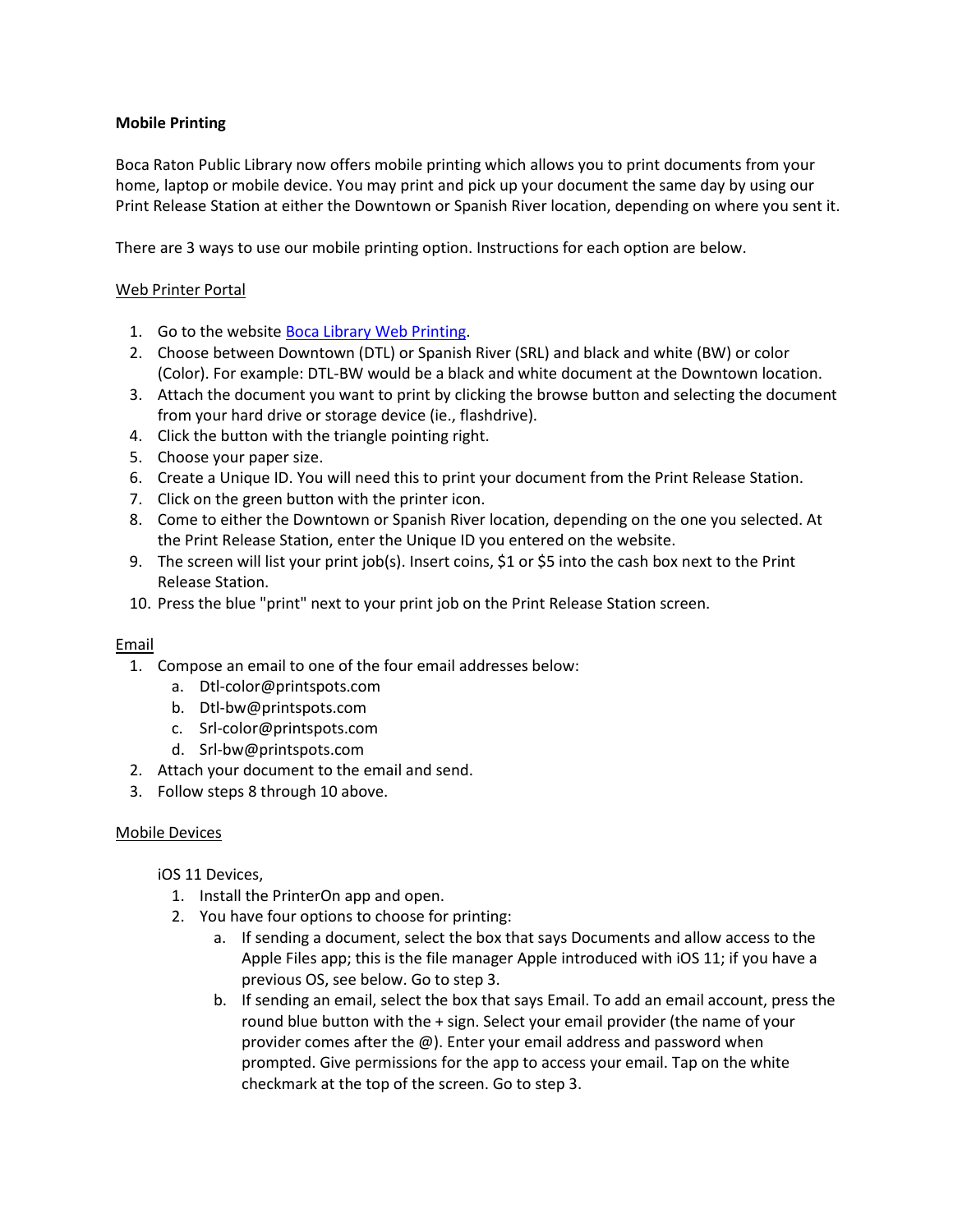**Mobile Printing**

Boca Raton Public Library now offers mobile printing which allows you to print documents from your home, laptop or mobile device. You may print and pick up your document the same day by using our Print Release Station at either the Downtown or Spanish River location, depending on where you sent it.

There are 3 ways to use our mobile printing option. Instructions for each option are below.

Web Printer Portal

1. Go to the website Boca Library Web Printing.
2. Choose between Downtown (DTL) or Spanish River (SRL) and black and white (BW) or color (Color). For example: DTL-BW would be a black and white document at the Downtown location.
3. Attach the document you want to print by clicking the browse button and selecting the document from your hard drive or storage device (ie., flashdrive).
4. Click the button with the triangle pointing right.
5. Choose your paper size.
6. Create a Unique ID. You will need this to print your document from the Print Release Station.
7. Click on the green button with the printer icon.
8. Come to either the Downtown or Spanish River location, depending on the one you selected. At the Print Release Station, enter the Unique ID you entered on the website.
9. The screen will list your print job(s). Insert coins, $1 or $5 into the cash box next to the Print Release Station.
10. Press the blue "print" next to your print job on the Print Release Station screen.

Email

1. Compose an email to one of the four email addresses below:
   a. Dtl-color@printspots.com
   b. Dtl-bw@printspots.com
   c. Srl-color@printspots.com
   d. Srl-bw@printspots.com
2. Attach your document to the email and send.
3. Follow steps 8 through 10 above.

Mobile Devices

iOS 11 Devices,

1. Install the PrinterOn app and open.
2. You have four options to choose for printing:
   a. If sending a document, select the box that says Documents and allow access to the Apple Files app; this is the file manager Apple introduced with iOS 11; if you have a previous OS, see below. Go to step 3.
   b. If sending an email, select the box that says Email. To add an email account, press the round blue button with the + sign. Select your email provider (the name of your provider comes after the @). Enter your email address and password when prompted. Give permissions for the app to access your email. Tap on the white checkmark at the top of the screen. Go to step 3.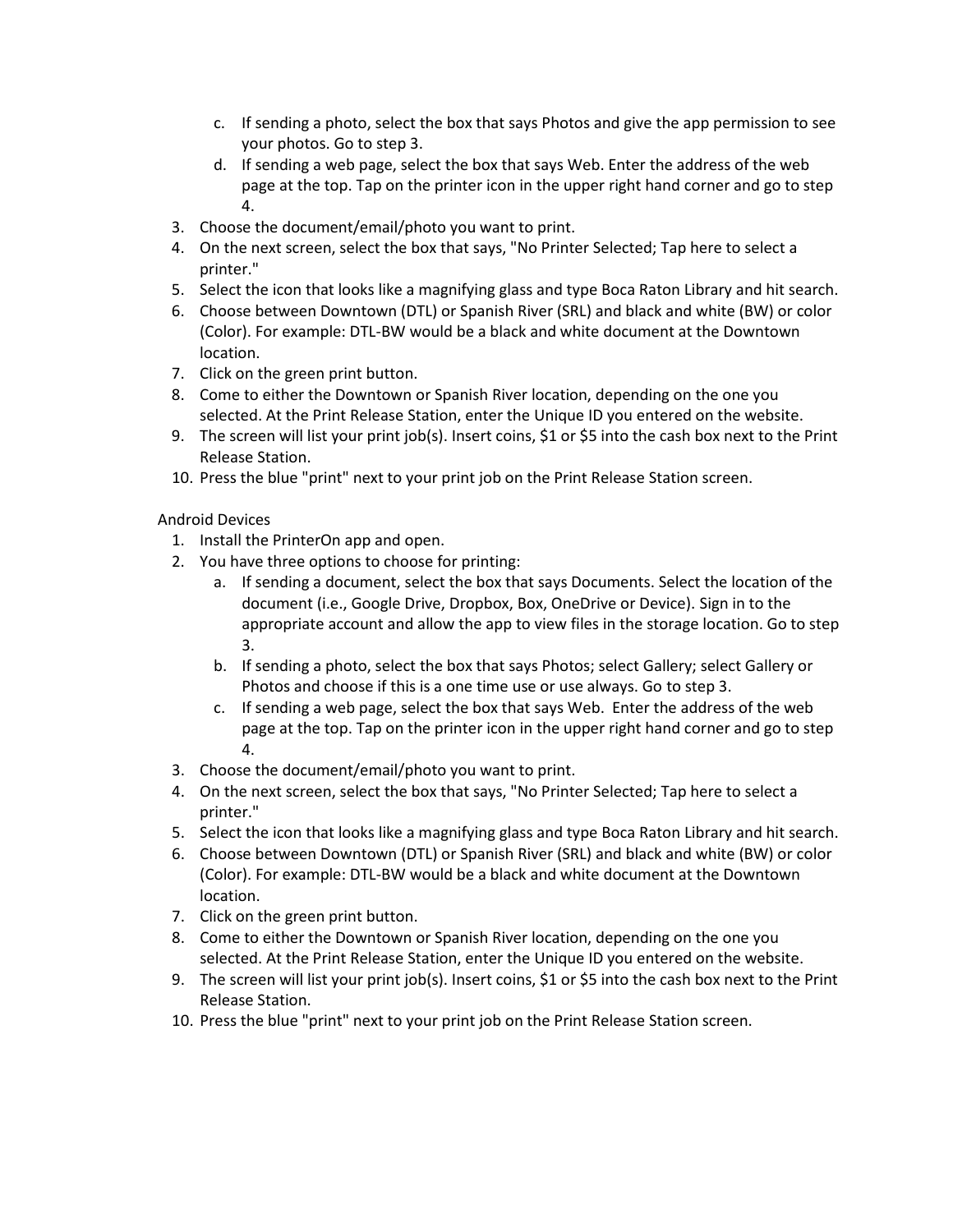c. If sending a photo, select the box that says Photos and give the app permission to see your photos. Go to step 3.
   d. If sending a web page, select the box that says Web. Enter the address of the web page at the top. Tap on the printer icon in the upper right hand corner and go to step 4.
3. Choose the document/email/photo you want to print.
4. On the next screen, select the box that says, "No Printer Selected; Tap here to select a printer."
5. Select the icon that looks like a magnifying glass and type Boca Raton Library and hit search.
6. Choose between Downtown (DTL) or Spanish River (SRL) and black and white (BW) or color (Color). For example: DTL-BW would be a black and white document at the Downtown location.
7. Click on the green print button.
8. Come to either the Downtown or Spanish River location, depending on the one you selected. At the Print Release Station, enter the Unique ID you entered on the website.
9. The screen will list your print job(s). Insert coins, $1 or $5 into the cash box next to the Print Release Station.
10. Press the blue "print" next to your print job on the Print Release Station screen.

Android Devices

1. Install the PrinterOn app and open.
2. You have three options to choose for printing:
   a. If sending a document, select the box that says Documents. Select the location of the document (i.e., Google Drive, Dropbox, Box, OneDrive or Device). Sign in to the appropriate account and allow the app to view files in the storage location. Go to step 3.
   b. If sending a photo, select the box that says Photos; select Gallery; select Gallery or Photos and choose if this is a one time use or use always. Go to step 3.
   c. If sending a web page, select the box that says Web. Enter the address of the web page at the top. Tap on the printer icon in the upper right hand corner and go to step 4.
3. Choose the document/email/photo you want to print.
4. On the next screen, select the box that says, "No Printer Selected; Tap here to select a printer."
5. Select the icon that looks like a magnifying glass and type Boca Raton Library and hit search.
6. Choose between Downtown (DTL) or Spanish River (SRL) and black and white (BW) or color (Color). For example: DTL-BW would be a black and white document at the Downtown location.
7. Click on the green print button.
8. Come to either the Downtown or Spanish River location, depending on the one you selected. At the Print Release Station, enter the Unique ID you entered on the website.
9. The screen will list your print job(s). Insert coins, $1 or $5 into the cash box next to the Print Release Station.
10. Press the blue "print" next to your print job on the Print Release Station screen.